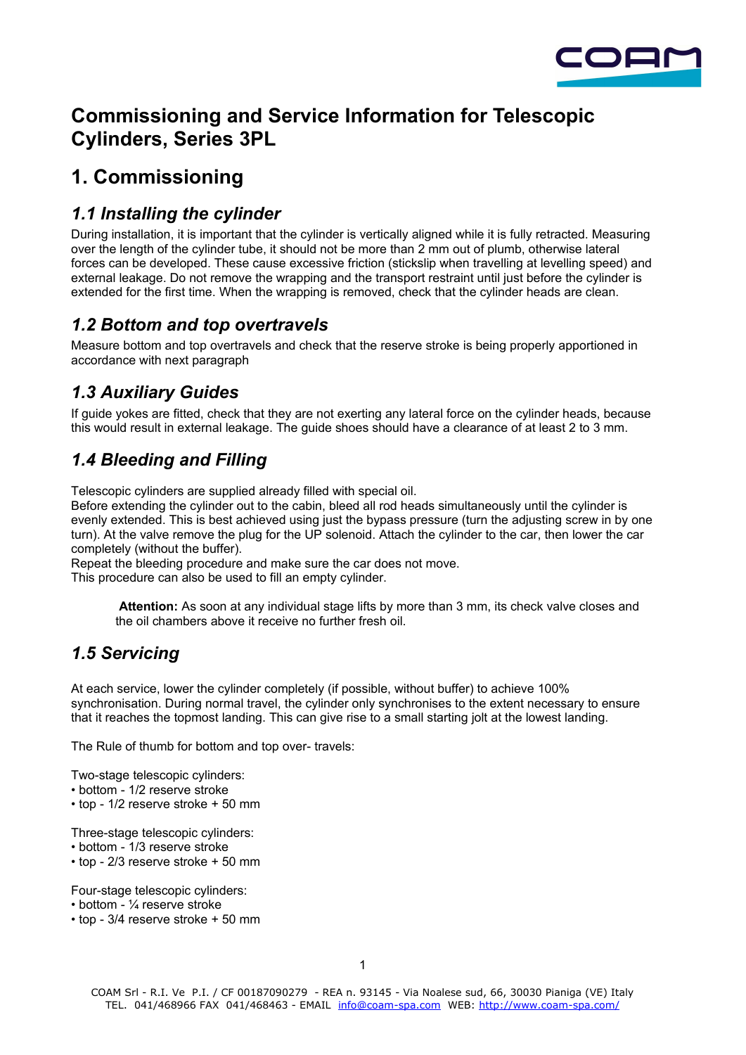# Commissioning and Service Information for Telescopic Cylinders, Series 3PL

## 1. Commissioning

### *1.1 Installing the cylinder*

During installation, it is important that the cylinder is vertically aligned while it is fully retracted. Measuring over the length of the cylinder tube, it should not be more than 2 mm out of plumb, otherwise lateral forces can be developed. These cause excessive friction (stickslip when travelling at levelling speed) and external leakage. Do not remove the wrapping and the transport restraint until just before the cylinder is extended for the first time. When the wrapping is removed, check that the cylinder heads are clean.

### *1.2 Bottom and top overtravels*

Measure bottom and top overtravels and check that the reserve stroke is being properly apportioned in accordance with next paragraph

### *1.3 Auxiliary Guides*

If guide yokes are fitted, check that they are not exerting any lateral force on the cylinder heads, because this would result in external leakage. The guide shoes should have a clearance of at least 2 to 3 mm.

### *1.4 Bleeding and Filling*

Telescopic cylinders are supplied already filled with special oil.
Before extending the cylinder out to the cabin, bleed all rod heads simultaneously until the cylinder is evenly extended. This is best achieved using just the bypass pressure (turn the adjusting screw in by one turn). At the valve remove the plug for the UP solenoid. Attach the cylinder to the car, then lower the car completely (without the buffer).
Repeat the bleeding procedure and make sure the car does not move.
This procedure can also be used to fill an empty cylinder.

> **Attention:** As soon at any individual stage lifts by more than 3 mm, its check valve closes and the oil chambers above it receive no further fresh oil.

### *1.5 Servicing*

At each service, lower the cylinder completely (if possible, without buffer) to achieve 100% synchronisation. During normal travel, the cylinder only synchronises to the extent necessary to ensure that it reaches the topmost landing. This can give rise to a small starting jolt at the lowest landing.

The Rule of thumb for bottom and top over- travels:

Two-stage telescopic cylinders:
- bottom - 1/2 reserve stroke
- top - 1/2 reserve stroke + 50 mm

Three-stage telescopic cylinders:
- bottom - 1/3 reserve stroke
- top - 2/3 reserve stroke + 50 mm

Four-stage telescopic cylinders:
- bottom - ¼ reserve stroke
- top - 3/4 reserve stroke + 50 mm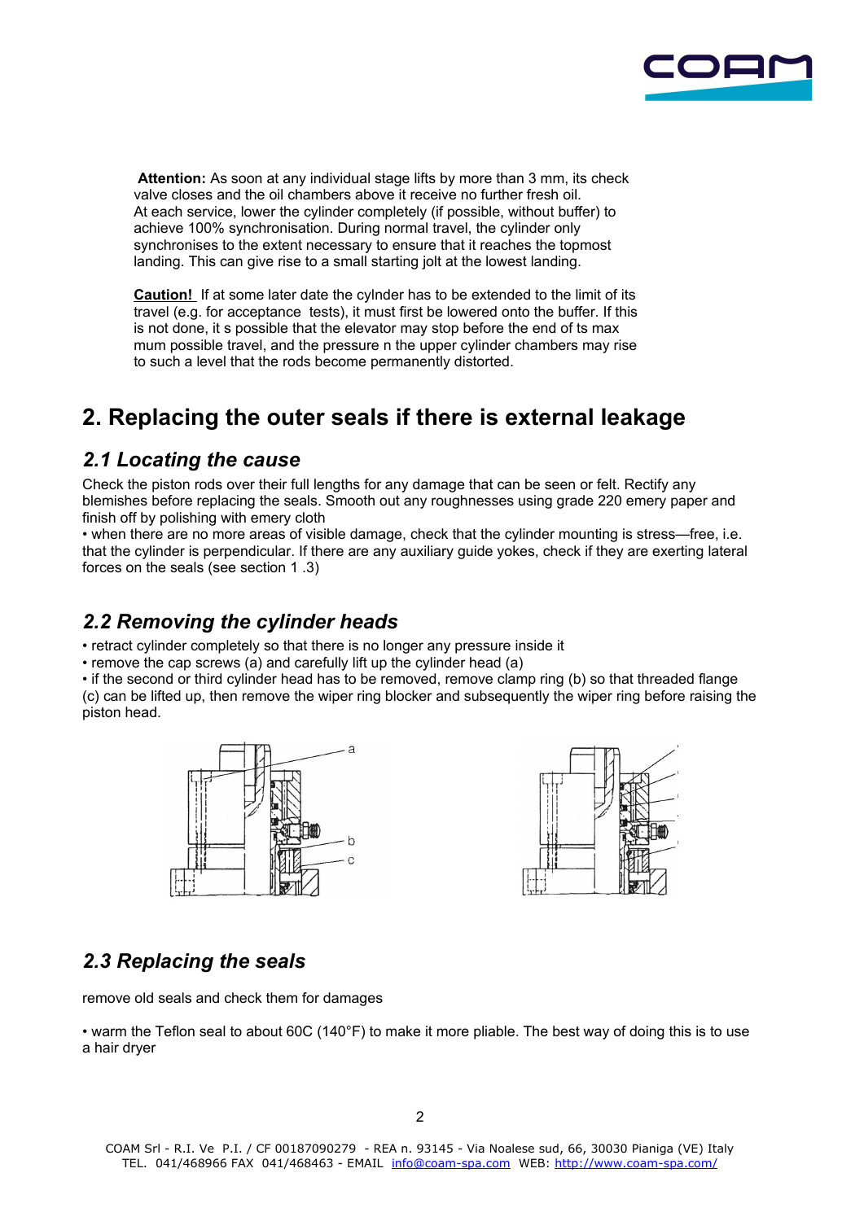**Attention:** As soon at any individual stage lifts by more than 3 mm, its check valve closes and the oil chambers above it receive no further fresh oil. At each service, lower the cylinder completely (if possible, without buffer) to achieve 100% synchronisation. During normal travel, the cylinder only synchronises to the extent necessary to ensure that it reaches the topmost landing. This can give rise to a small starting jolt at the lowest landing.

__Caution!__ If at some later date the cylnder has to be extended to the limit of its travel (e.g. for acceptance tests), it must first be lowered onto the buffer. If this is not done, it s possible that the elevator may stop before the end of ts max mum possible travel, and the pressure n the upper cylinder chambers may rise to such a level that the rods become permanently distorted.

# 2. Replacing the outer seals if there is external leakage

## *2.1 Locating the cause*

Check the piston rods over their full lengths for any damage that can be seen or felt. Rectify any blemishes before replacing the seals. Smooth out any roughnesses using grade 220 emery paper and finish off by polishing with emery cloth

• when there are no more areas of visible damage, check that the cylinder mounting is stress—free, i.e. that the cylinder is perpendicular. If there are any auxiliary guide yokes, check if they are exerting lateral forces on the seals (see section 1 .3)

## *2.2 Removing the cylinder heads*

• retract cylinder completely so that there is no longer any pressure inside it
• remove the cap screws (a) and carefully lift up the cylinder head (a)
• if the second or third cylinder head has to be removed, remove clamp ring (b) so that threaded flange (c) can be lifted up, then remove the wiper ring blocker and subsequently the wiper ring before raising the piston head.

## *2.3 Replacing the seals*

remove old seals and check them for damages

• warm the Teflon seal to about 60C (140°F) to make it more pliable. The best way of doing this is to use a hair dryer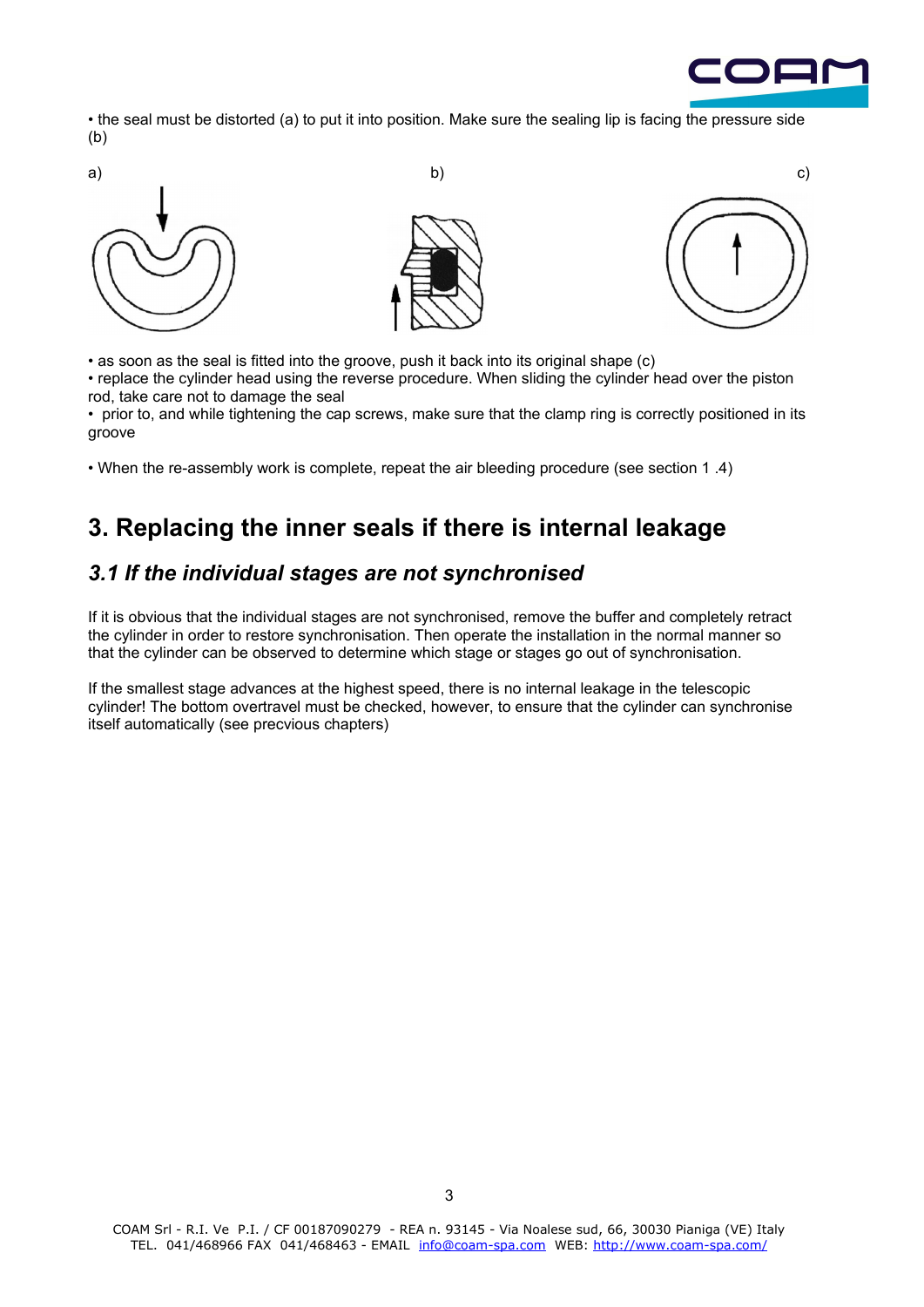• the seal must be distorted (a) to put it into position. Make sure the sealing lip is facing the pressure side (b)

a) b) c)

• as soon as the seal is fitted into the groove, push it back into its original shape (c)
• replace the cylinder head using the reverse procedure. When sliding the cylinder head over the piston rod, take care not to damage the seal
• prior to, and while tightening the cap screws, make sure that the clamp ring is correctly positioned in its groove

• When the re-assembly work is complete, repeat the air bleeding procedure (see section 1 .4)

## 3. Replacing the inner seals if there is internal leakage

### *3.1 If the individual stages are not synchronised*

If it is obvious that the individual stages are not synchronised, remove the buffer and completely retract the cylinder in order to restore synchronisation. Then operate the installation in the normal manner so that the cylinder can be observed to determine which stage or stages go out of synchronisation.

If the smallest stage advances at the highest speed, there is no internal leakage in the telescopic cylinder! The bottom overtravel must be checked, however, to ensure that the cylinder can synchronise itself automatically (see precvious chapters)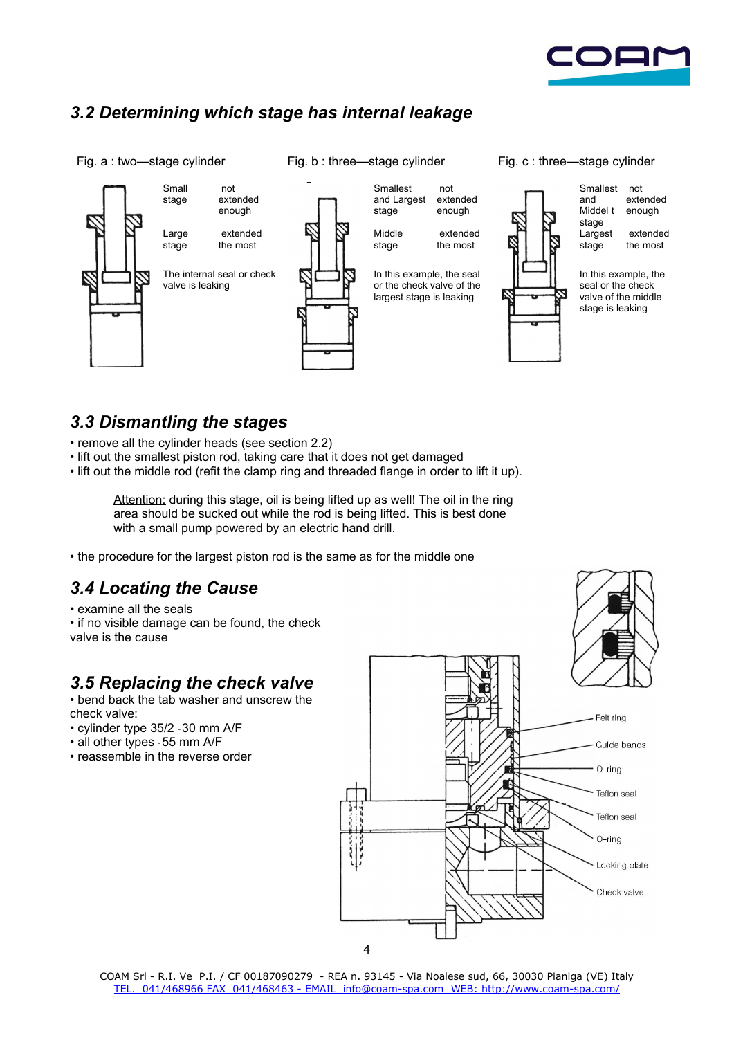## 3.2 Determining which stage has internal leakage

Fig. a : two—stage cylinder

| | |
|---|---|
| Small stage | not extended enough |
| Large stage | extended the most |

The internal seal or check valve is leaking

Fig. b : three—stage cylinder

| | |
|---|---|
| Smallest and Largest stage | not extended enough |
| Middle stage | extended the most |

In this example, the seal or the check valve of the largest stage is leaking

Fig. c : three—stage cylinder

| | |
|---|---|
| Smallest and Middel t stage | not extended enough |
| Largest stage | extended the most |

In this example, the seal or the check valve of the middle stage is leaking

## 3.3 Dismantling the stages

- remove all the cylinder heads (see section 2.2)
- lift out the smallest piston rod, taking care that it does not get damaged
- lift out the middle rod (refit the clamp ring and threaded flange in order to lift it up).

> Attention: during this stage, oil is being lifted up as well! The oil in the ring area should be sucked out while the rod is being lifted. This is best done with a small pump powered by an electric hand drill.

- the procedure for the largest piston rod is the same as for the middle one

## 3.4 Locating the Cause

- examine all the seals
- if no visible damage can be found, the check valve is the cause

## 3.5 Replacing the check valve

- bend back the tab washer and unscrew the check valve:
- cylinder type 35/2 - 30 mm A/F
- all other types - 55 mm A/F
- reassemble in the reverse order

Felt ring
Guide bands
O-ring
Teflon seal
Teflon seal
O-ring
Locking plate
Check valve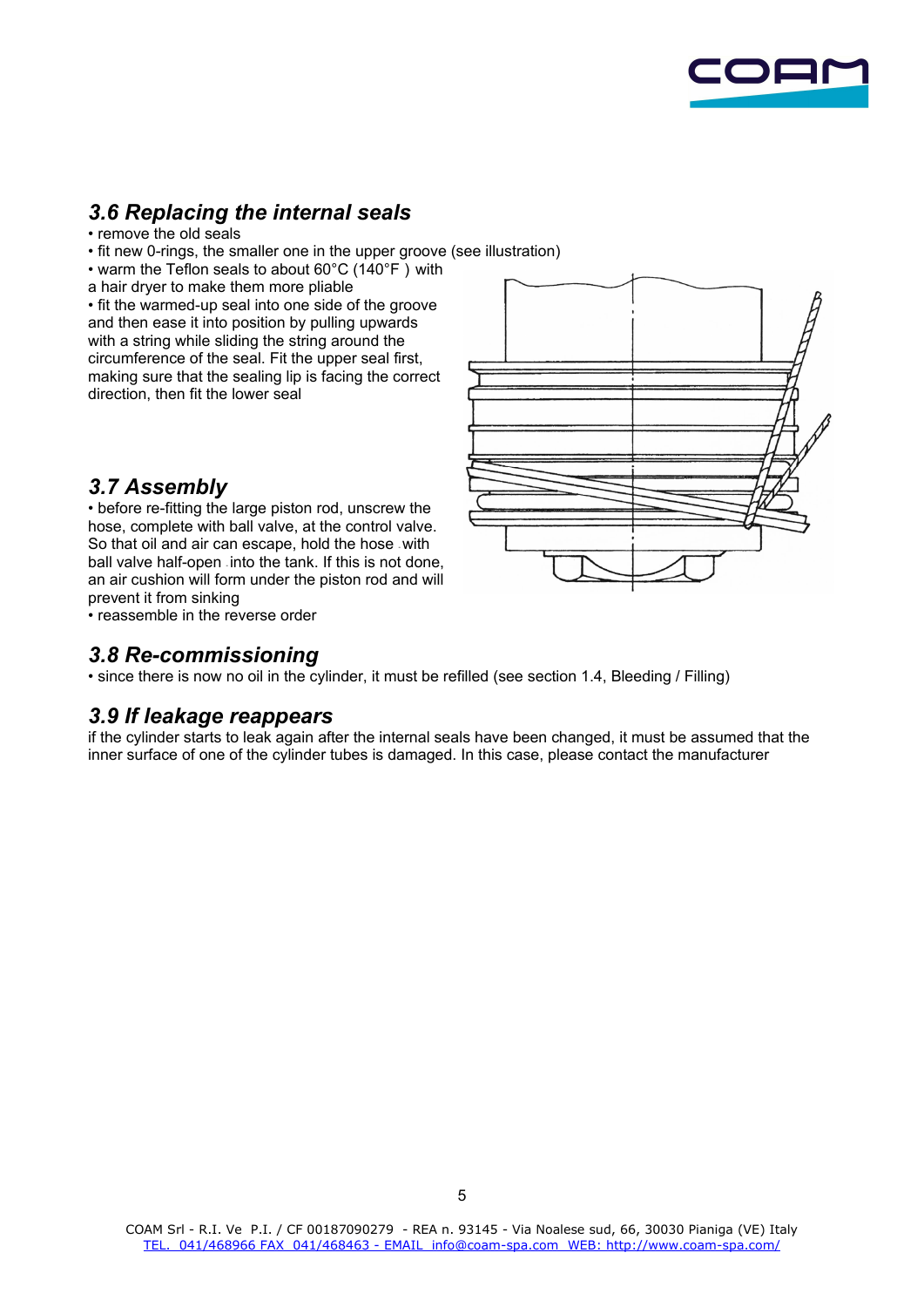## 3.6 Replacing the internal seals

- remove the old seals
- fit new 0-rings, the smaller one in the upper groove (see illustration)
- warm the Teflon seals to about 60°C (140°F ) with a hair dryer to make them more pliable
- fit the warmed-up seal into one side of the groove and then ease it into position by pulling upwards with a string while sliding the string around the circumference of the seal. Fit the upper seal first, making sure that the sealing lip is facing the correct direction, then fit the lower seal

## 3.7 Assembly

- before re-fitting the large piston rod, unscrew the hose, complete with ball valve, at the control valve. So that oil and air can escape, hold the hose with ball valve half-open into the tank. If this is not done, an air cushion will form under the piston rod and will prevent it from sinking
- reassemble in the reverse order

## 3.8 Re-commissioning

- since there is now no oil in the cylinder, it must be refilled (see section 1.4, Bleeding / Filling)

## 3.9 If leakage reappears

if the cylinder starts to leak again after the internal seals have been changed, it must be assumed that the inner surface of one of the cylinder tubes is damaged. In this case, please contact the manufacturer

COAM Srl - R.I. Ve P.I. / CF 00187090279 - REA n. 93145 - Via Noalese sud, 66, 30030 Pianiga (VE) Italy
TEL. 041/468966 FAX 041/468463 - EMAIL info@coam-spa.com WEB: http://www.coam-spa.com/